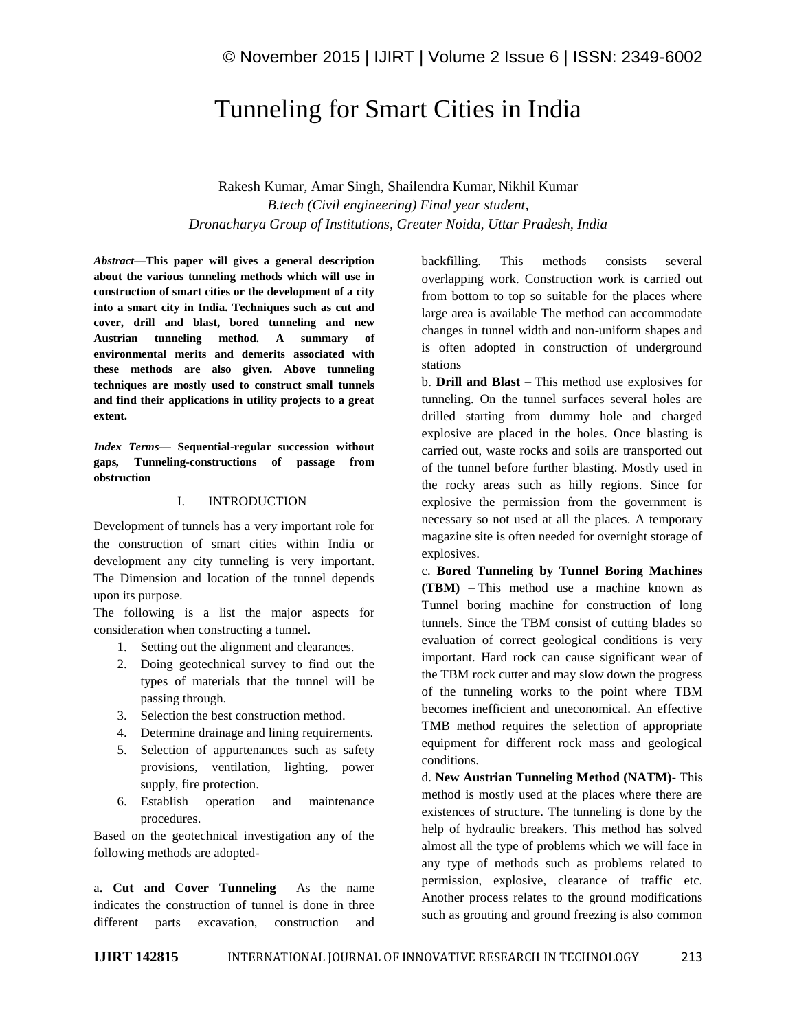# Tunneling for Smart Cities in India

Rakesh Kumar, Amar Singh, Shailendra Kumar, Nikhil Kumar
*B.tech (Civil engineering) Final year student,*
*Dronacharya Group of Institutions, Greater Noida, Uttar Pradesh, India*

***Abstract*—This paper will gives a general description about the various tunneling methods which will use in construction of smart cities or the development of a city into a smart city in India. Techniques such as cut and cover, drill and blast, bored tunneling and new Austrian tunneling method. A summary of environmental merits and demerits associated with these methods are also given. Above tunneling techniques are mostly used to construct small tunnels and find their applications in utility projects to a great extent.**

***Index Terms*— Sequential-regular succession without gaps, Tunneling-constructions of passage from obstruction**

## I. INTRODUCTION

Development of tunnels has a very important role for the construction of smart cities within India or development any city tunneling is very important. The Dimension and location of the tunnel depends upon its purpose.

The following is a list the major aspects for consideration when constructing a tunnel.

1. Setting out the alignment and clearances.
2. Doing geotechnical survey to find out the types of materials that the tunnel will be passing through.
3. Selection the best construction method.
4. Determine drainage and lining requirements.
5. Selection of appurtenances such as safety provisions, ventilation, lighting, power supply, fire protection.
6. Establish operation and maintenance procedures.

Based on the geotechnical investigation any of the following methods are adopted-

a**. Cut and Cover Tunneling** – As the name indicates the construction of tunnel is done in three different parts excavation, construction and backfilling. This methods consists several overlapping work. Construction work is carried out from bottom to top so suitable for the places where large area is available The method can accommodate changes in tunnel width and non-uniform shapes and is often adopted in construction of underground stations

b. **Drill and Blast** – This method use explosives for tunneling. On the tunnel surfaces several holes are drilled starting from dummy hole and charged explosive are placed in the holes. Once blasting is carried out, waste rocks and soils are transported out of the tunnel before further blasting. Mostly used in the rocky areas such as hilly regions. Since for explosive the permission from the government is necessary so not used at all the places. A temporary magazine site is often needed for overnight storage of explosives.

c. **Bored Tunneling by Tunnel Boring Machines (TBM)** – This method use a machine known as Tunnel boring machine for construction of long tunnels. Since the TBM consist of cutting blades so evaluation of correct geological conditions is very important. Hard rock can cause significant wear of the TBM rock cutter and may slow down the progress of the tunneling works to the point where TBM becomes inefficient and uneconomical. An effective TMB method requires the selection of appropriate equipment for different rock mass and geological conditions.

d. **New Austrian Tunneling Method (NATM)**- This method is mostly used at the places where there are existences of structure. The tunneling is done by the help of hydraulic breakers. This method has solved almost all the type of problems which we will face in any type of methods such as problems related to permission, explosive, clearance of traffic etc. Another process relates to the ground modifications such as grouting and ground freezing is also common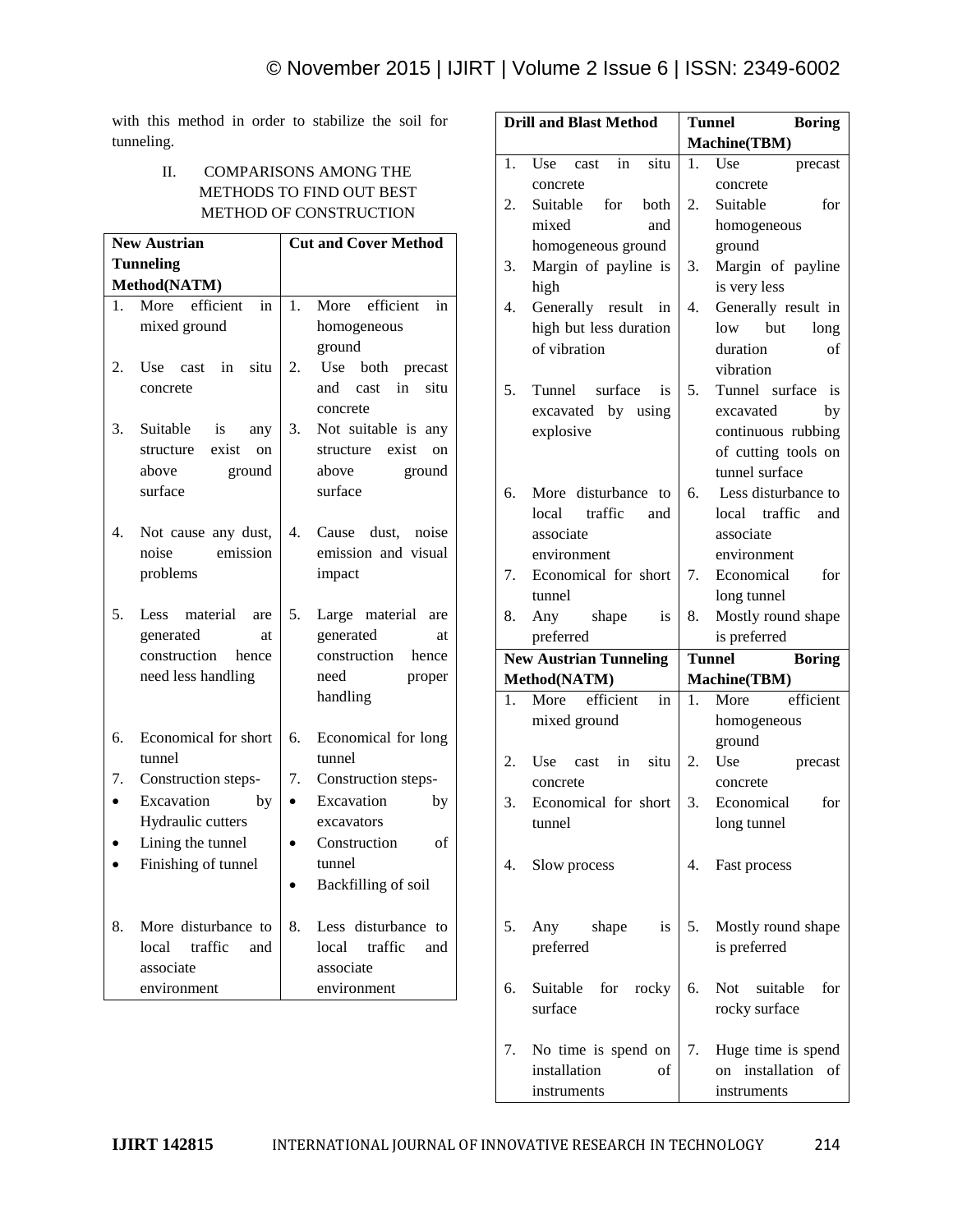with this method in order to stabilize the soil for tunneling.

## II. COMPARISONS AMONG THE METHODS TO FIND OUT BEST METHOD OF CONSTRUCTION

| New Austrian Tunneling Method(NATM) | Cut and Cover Method |
|---|---|
| 1. More efficient in mixed ground | 1. More efficient in homogeneous ground |
| 2. Use cast in situ concrete | 2. Use both precast and cast in situ concrete |
| 3. Suitable is any structure exist on above ground surface | 3. Not suitable is any structure exist on above ground surface |
| 4. Not cause any dust, noise emission problems | 4. Cause dust, noise emission and visual impact |
| 5. Less material are generated at construction hence need less handling | 5. Large material are generated at construction hence need proper handling |
| 6. Economical for short tunnel | 6. Economical for long tunnel |
| 7. Construction steps-<br>• Excavation by Hydraulic cutters<br>• Lining the tunnel<br>• Finishing of tunnel | 7. Construction steps-<br>• Excavation by excavators<br>• Construction of tunnel<br>• Backfilling of soil |
| 8. More disturbance to local traffic and associate environment | 8. Less disturbance to local traffic and associate environment |

| Drill and Blast Method | Tunnel Boring Machine(TBM) |
|---|---|
| 1. Use cast in situ concrete | 1. Use precast concrete |
| 2. Suitable for both mixed and homogeneous ground | 2. Suitable for homogeneous ground |
| 3. Margin of payline is high | 3. Margin of payline is very less |
| 4. Generally result in high but less duration of vibration | 4. Generally result in low but long duration of vibration |
| 5. Tunnel surface is excavated by using explosive | 5. Tunnel surface is excavated by continuous rubbing of cutting tools on tunnel surface |
| 6. More disturbance to local traffic and associate environment | 6. Less disturbance to local traffic and associate environment |
| 7. Economical for short tunnel | 7. Economical for long tunnel |
| 8. Any shape is preferred | 8. Mostly round shape is preferred |

| New Austrian Tunneling Method(NATM) | Tunnel Boring Machine(TBM) |
|---|---|
| 1. More efficient in mixed ground | 1. More efficient homogeneous ground |
| 2. Use cast in situ concrete | 2. Use precast concrete |
| 3. Economical for short tunnel | 3. Economical for long tunnel |
| 4. Slow process | 4. Fast process |
| 5. Any shape is preferred | 5. Mostly round shape is preferred |
| 6. Suitable for rocky surface | 6. Not suitable for rocky surface |
| 7. No time is spend on installation of instruments | 7. Huge time is spend on installation of instruments |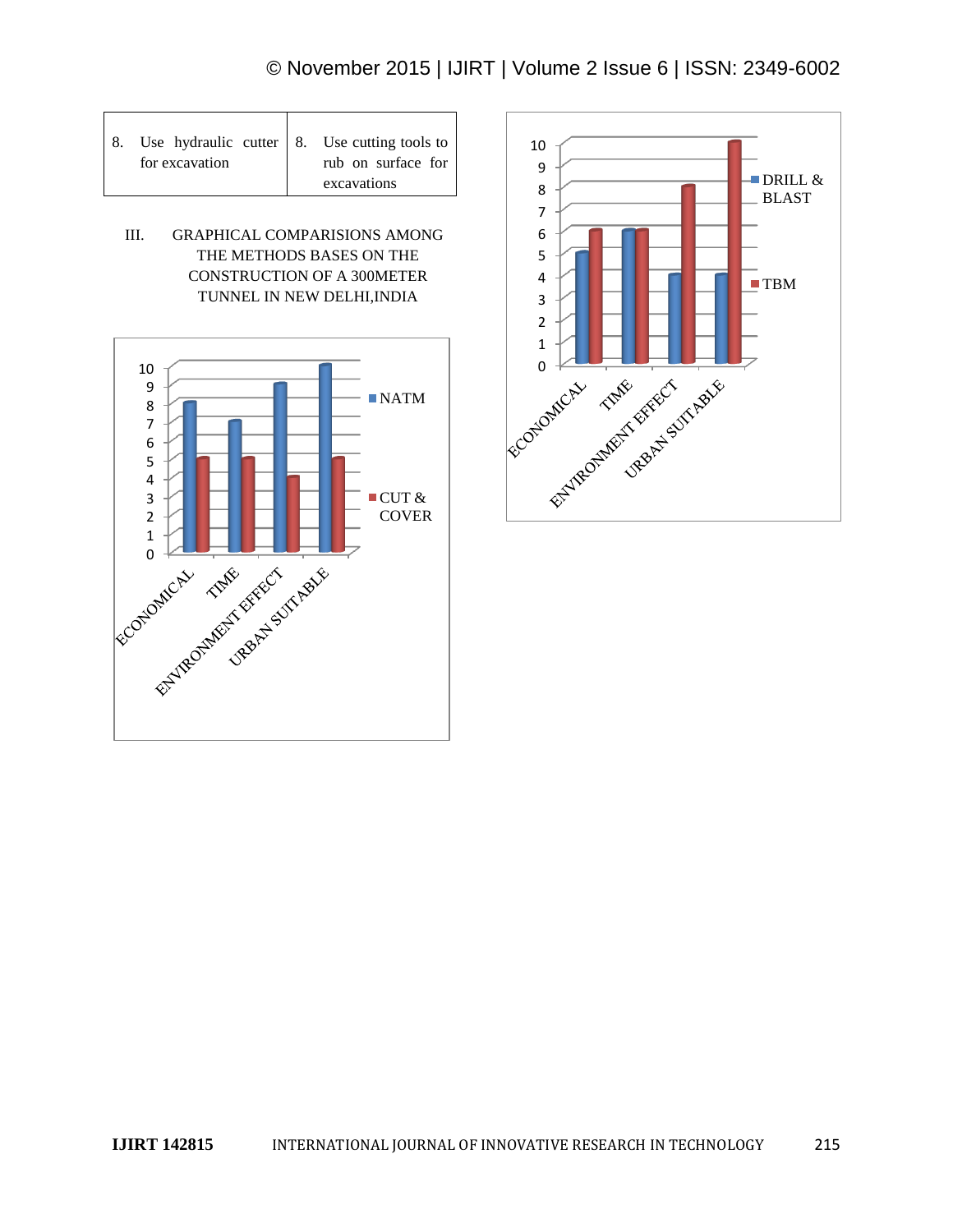| 8. Use hydraulic cutter for excavation | 8. Use cutting tools to rub on surface for excavations |
|---|---|

## III. GRAPHICAL COMPARISIONS AMONG THE METHODS BASES ON THE CONSTRUCTION OF A 300METER TUNNEL IN NEW DELHI,INDIA

| | NATM | CUT & COVER |
|---|---|---|
| ECONOMICAL | 8 | 5 |
| TIME | 7 | 5 |
| ENVIRONMENT EFFECT | 9 | 4 |
| URBAN SUITABLE | 10 | 5 |

| | DRILL & BLAST | TBM |
|---|---|---|
| ECONOMICAL | 5 | 6 |
| TIME | 6 | 6 |
| ENVIRONMENT EFFECT | 4 | 8 |
| URBAN SUITABLE | 4 | 10 |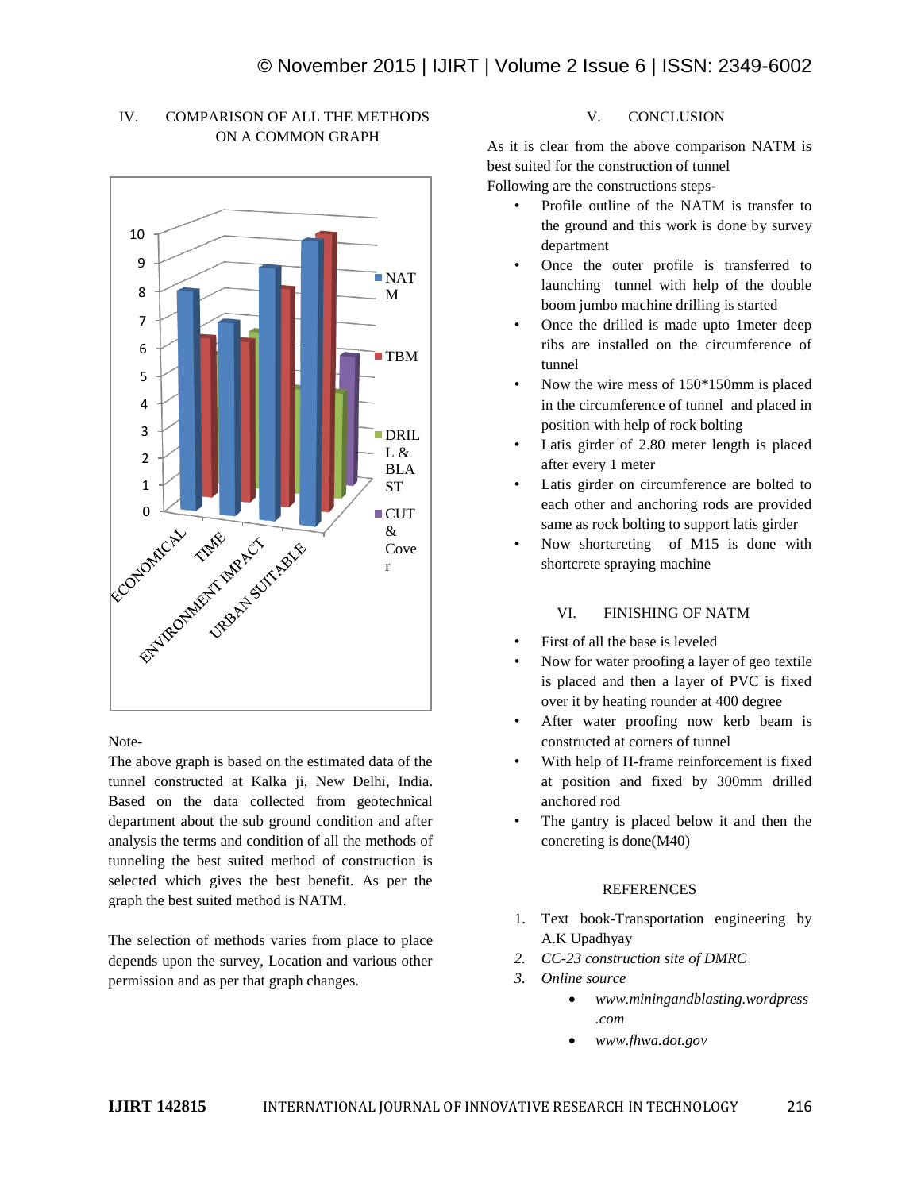## IV. COMPARISON OF ALL THE METHODS ON A COMMON GRAPH

10
9
8
7
6
5
4
3
2
1
0

ECONOMICAL
TIME
ENVIRONMENT IMPACT
URBAN SUITABLE

NATM
TBM
DRILL & BLAST
CUT & Cover

Note-

The above graph is based on the estimated data of the tunnel constructed at Kalka ji, New Delhi, India. Based on the data collected from geotechnical department about the sub ground condition and after analysis the terms and condition of all the methods of tunneling the best suited method of construction is selected which gives the best benefit. As per the graph the best suited method is NATM.

The selection of methods varies from place to place depends upon the survey, Location and various other permission and as per that graph changes.

## V. CONCLUSION

As it is clear from the above comparison NATM is best suited for the construction of tunnel

Following are the constructions steps-

- Profile outline of the NATM is transfer to the ground and this work is done by survey department
- Once the outer profile is transferred to launching tunnel with help of the double boom jumbo machine drilling is started
- Once the drilled is made upto 1meter deep ribs are installed on the circumference of tunnel
- Now the wire mess of 150*150mm is placed in the circumference of tunnel and placed in position with help of rock bolting
- Latis girder of 2.80 meter length is placed after every 1 meter
- Latis girder on circumference are bolted to each other and anchoring rods are provided same as rock bolting to support latis girder
- Now shortcreting of M15 is done with shortcrete spraying machine

## VI. FINISHING OF NATM

- First of all the base is leveled
- Now for water proofing a layer of geo textile is placed and then a layer of PVC is fixed over it by heating rounder at 400 degree
- After water proofing now kerb beam is constructed at corners of tunnel
- With help of H-frame reinforcement is fixed at position and fixed by 300mm drilled anchored rod
- The gantry is placed below it and then the concreting is done(M40)

## REFERENCES

1. Text book-Transportation engineering by A.K Upadhyay
2. *CC-23 construction site of DMRC*
3. *Online source*
   - *www.miningandblasting.wordpress .com*
   - *www.fhwa.dot.gov*